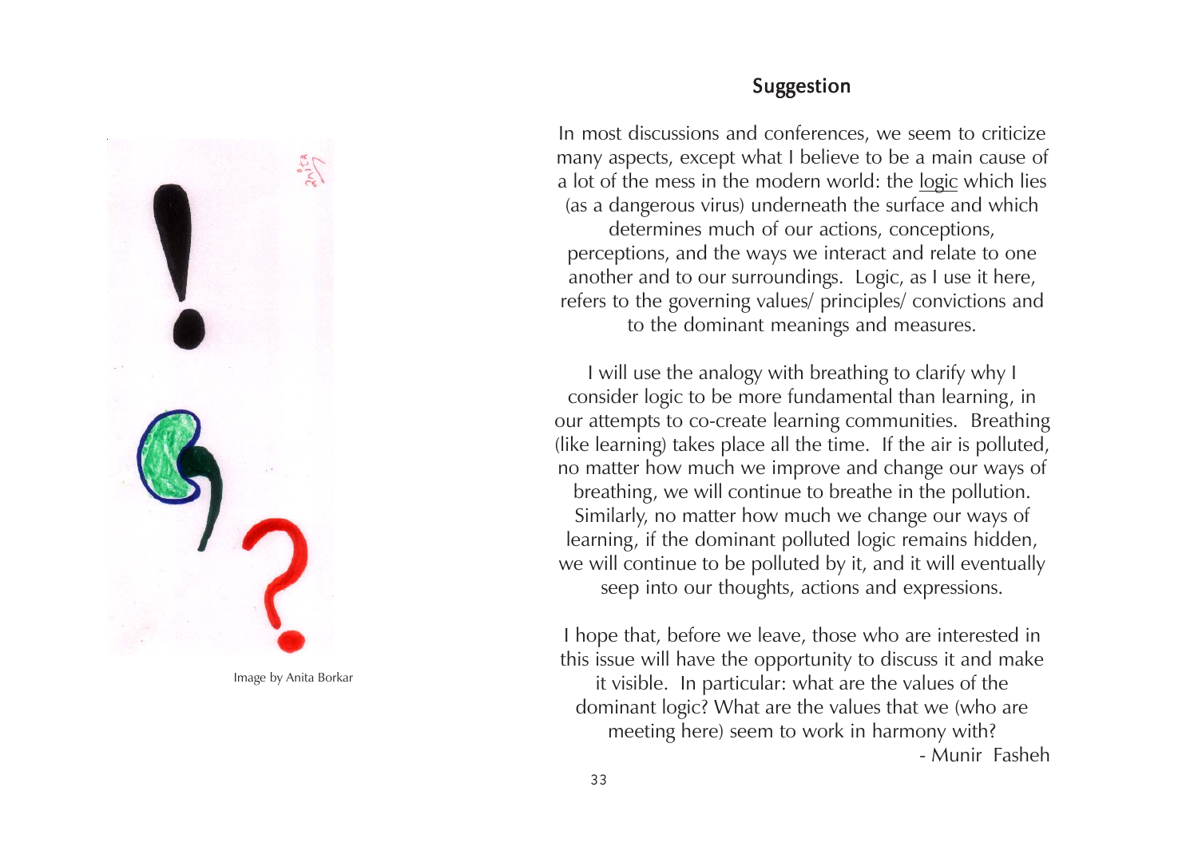Image by Anita Borkar

## Suggestion

In most discussions and conferences, we seem to criticize many aspects, except what I believe to be a main cause of a lot of the mess in the modern world: the logic which lies (as a dangerous virus) underneath the surface and which determines much of our actions, conceptions, perceptions, and the ways we interact and relate to one another and to our surroundings. Logic, as I use it here, refers to the governing values/ principles/ convictions and to the dominant meanings and measures.

I will use the analogy with breathing to clarify why I consider logic to be more fundamental than learning, in our attempts to co-create learning communities. Breathing (like learning) takes place all the time. If the air is polluted, no matter how much we improve and change our ways of breathing, we will continue to breathe in the pollution. Similarly, no matter how much we change our ways of learning, if the dominant polluted logic remains hidden, we will continue to be polluted by it, and it will eventually seep into our thoughts, actions and expressions.

I hope that, before we leave, those who are interested in this issue will have the opportunity to discuss it and make it visible. In particular: what are the values of the dominant logic? What are the values that we (who are meeting here) seem to work in harmony with?

- Munir Fasheh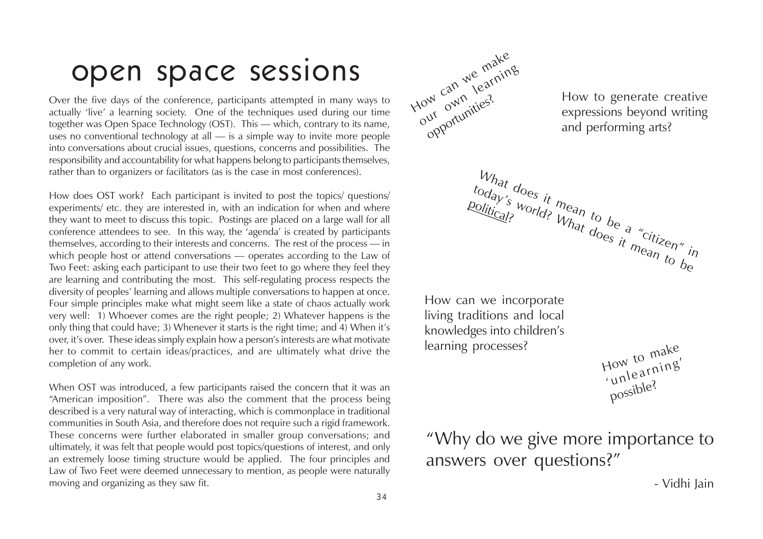# open space sessions

Over the five days of the conference, participants attempted in many ways to actually 'live' a learning society. One of the techniques used during our time together was Open Space Technology (OST). This — which, contrary to its name, uses no conventional technology at all — is a simple way to invite more people into conversations about crucial issues, questions, concerns and possibilities. The responsibility and accountability for what happens belong to participants themselves, rather than to organizers or facilitators (as is the case in most conferences).

How does OST work? Each participant is invited to post the topics/ questions/ experiments/ etc. they are interested in, with an indication for when and where they want to meet to discuss this topic. Postings are placed on a large wall for all conference attendees to see. In this way, the 'agenda' is created by participants themselves, according to their interests and concerns. The rest of the process — in which people host or attend conversations — operates according to the Law of Two Feet: asking each participant to use their two feet to go where they feel they are learning and contributing the most. This self-regulating process respects the diversity of peoples' learning and allows multiple conversations to happen at once. Four simple principles make what might seem like a state of chaos actually work very well: 1) Whoever comes are the right people; 2) Whatever happens is the only thing that could have; 3) Whenever it starts is the right time; and 4) When it's over, it's over. These ideas simply explain how a person's interests are what motivate her to commit to certain ideas/practices, and are ultimately what drive the completion of any work.

When OST was introduced, a few participants raised the concern that it was an "American imposition". There was also the comment that the process being described is a very natural way of interacting, which is commonplace in traditional communities in South Asia, and therefore does not require such a rigid framework. These concerns were further elaborated in smaller group conversations; and ultimately, it was felt that people would post topics/questions of interest, and only an extremely loose timing structure would be applied. The four principles and Law of Two Feet were deemed unnecessary to mention, as people were naturally moving and organizing as they saw fit.

How can we make our own learning opportunities?

How to generate creative expressions beyond writing and performing arts?

What does it mean to be a "citizen" in today's world? What does it mean to be political?

How can we incorporate living traditions and local knowledges into children's learning processes?

How to make 'unlearning' possible?

"Why do we give more importance to answers over questions?"

- Vidhi Jain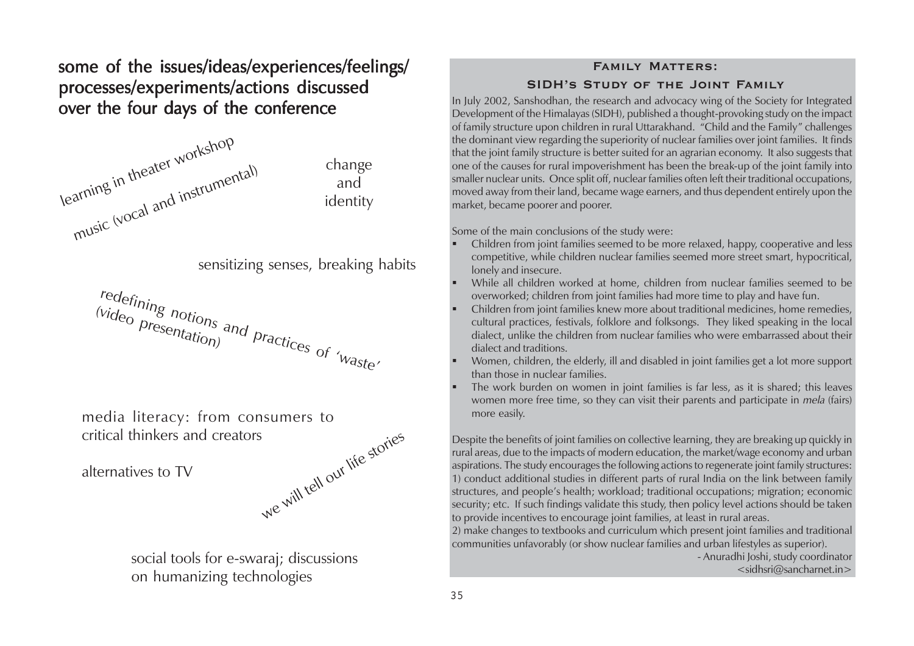# some of the issues/ideas/experiences/feelings/processes/experiments/actions discussed over the four days of the conference

learning in theater workshop

music (vocal and instrumental)

change and identity

sensitizing senses, breaking habits

redefining notions and practices of 'waste' (video presentation)

media literacy: from consumers to critical thinkers and creators

alternatives to TV

we will tell our life stories

social tools for e-swaraj; discussions on humanizing technologies

## Family Matters: SIDH's Study of the Joint Family

In July 2002, Sanshodhan, the research and advocacy wing of the Society for Integrated Development of the Himalayas (SIDH), published a thought-provoking study on the impact of family structure upon children in rural Uttarakhand. "Child and the Family" challenges the dominant view regarding the superiority of nuclear families over joint families. It finds that the joint family structure is better suited for an agrarian economy. It also suggests that one of the causes for rural impoverishment has been the break-up of the joint family into smaller nuclear units. Once split off, nuclear families often left their traditional occupations, moved away from their land, became wage earners, and thus dependent entirely upon the market, became poorer and poorer.

Some of the main conclusions of the study were:

- Children from joint families seemed to be more relaxed, happy, cooperative and less competitive, while children nuclear families seemed more street smart, hypocritical, lonely and insecure.
- While all children worked at home, children from nuclear families seemed to be overworked; children from joint families had more time to play and have fun.
- Children from joint families knew more about traditional medicines, home remedies, cultural practices, festivals, folklore and folksongs. They liked speaking in the local dialect, unlike the children from nuclear families who were embarrassed about their dialect and traditions.
- Women, children, the elderly, ill and disabled in joint families get a lot more support than those in nuclear families.
- The work burden on women in joint families is far less, as it is shared; this leaves women more free time, so they can visit their parents and participate in *mela* (fairs) more easily.

Despite the benefits of joint families on collective learning, they are breaking up quickly in rural areas, due to the impacts of modern education, the market/wage economy and urban aspirations. The study encourages the following actions to regenerate joint family structures:
1) conduct additional studies in different parts of rural India on the link between family structures, and people's health; workload; traditional occupations; migration; economic security; etc. If such findings validate this study, then policy level actions should be taken to provide incentives to encourage joint families, at least in rural areas.
2) make changes to textbooks and curriculum which present joint families and traditional communities unfavorably (or show nuclear families and urban lifestyles as superior).

- Anuradhi Joshi, study coordinator
<sidhsri@sancharnet.in>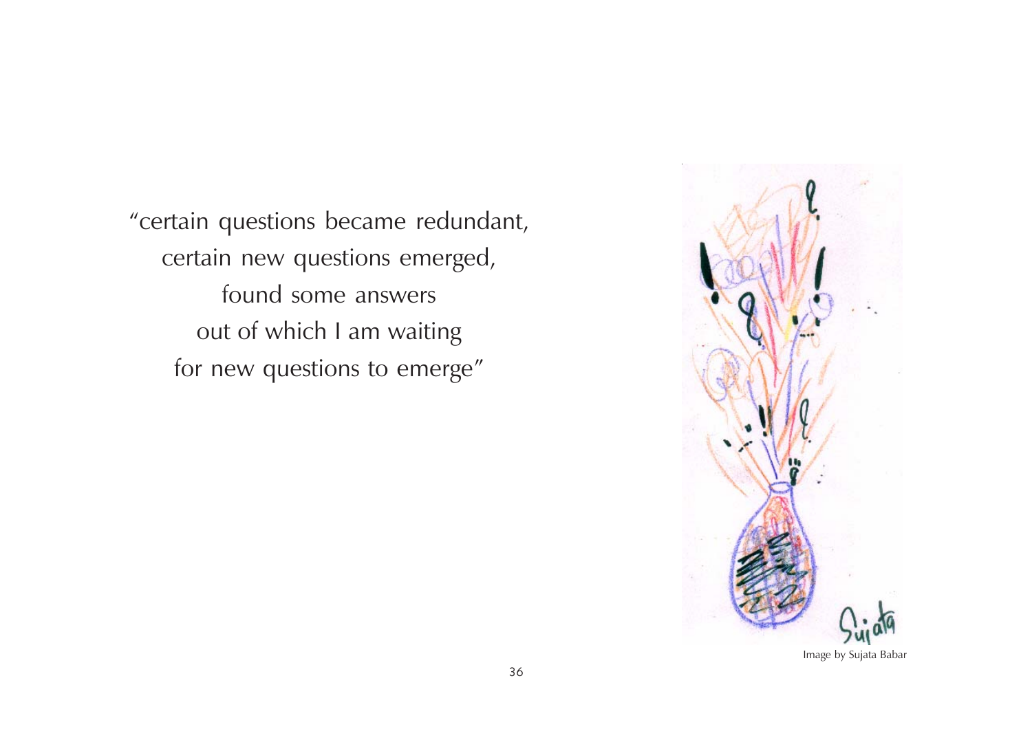"certain questions became redundant,
certain new questions emerged,
found some answers
out of which I am waiting
for new questions to emerge"

Image by Sujata Babar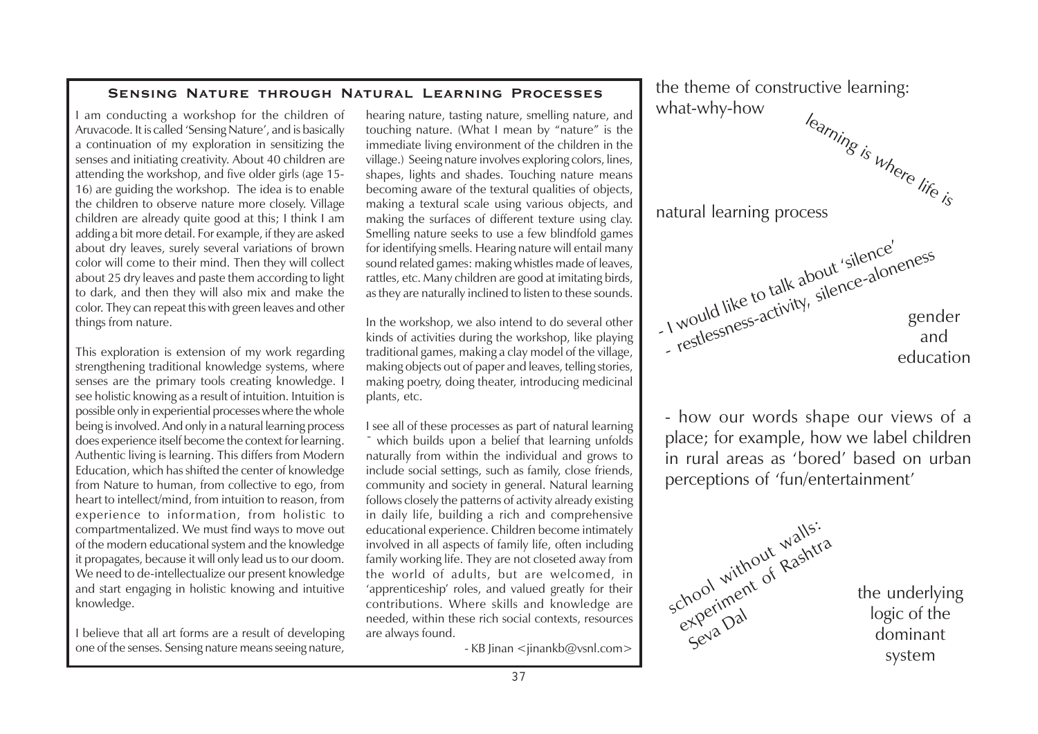## Sensing Nature through Natural Learning Processes

I am conducting a workshop for the children of Aruvacode. It is called 'Sensing Nature', and is basically a continuation of my exploration in sensitizing the senses and initiating creativity. About 40 children are attending the workshop, and five older girls (age 15-16) are guiding the workshop. The idea is to enable the children to observe nature more closely. Village children are already quite good at this; I think I am adding a bit more detail. For example, if they are asked about dry leaves, surely several variations of brown color will come to their mind. Then they will collect about 25 dry leaves and paste them according to light to dark, and then they will also mix and make the color. They can repeat this with green leaves and other things from nature.

This exploration is extension of my work regarding strengthening traditional knowledge systems, where senses are the primary tools creating knowledge. I see holistic knowing as a result of intuition. Intuition is possible only in experiential processes where the whole being is involved. And only in a natural learning process does experience itself become the context for learning. Authentic living is learning. This differs from Modern Education, which has shifted the center of knowledge from Nature to human, from collective to ego, from heart to intellect/mind, from intuition to reason, from experience to information, from holistic to compartmentalized. We must find ways to move out of the modern educational system and the knowledge it propagates, because it will only lead us to our doom. We need to de-intellectualize our present knowledge and start engaging in holistic knowing and intuitive knowledge.

I believe that all art forms are a result of developing one of the senses. Sensing nature means seeing nature, hearing nature, tasting nature, smelling nature, and touching nature. (What I mean by "nature" is the immediate living environment of the children in the village.) Seeing nature involves exploring colors, lines, shapes, lights and shades. Touching nature means becoming aware of the textural qualities of objects, making a textural scale using various objects, and making the surfaces of different texture using clay. Smelling nature seeks to use a few blindfold games for identifying smells. Hearing nature will entail many sound related games: making whistles made of leaves, rattles, etc. Many children are good at imitating birds, as they are naturally inclined to listen to these sounds.

In the workshop, we also intend to do several other kinds of activities during the workshop, like playing traditional games, making a clay model of the village, making objects out of paper and leaves, telling stories, making poetry, doing theater, introducing medicinal plants, etc.

I see all of these processes as part of natural learning ¯ which builds upon a belief that learning unfolds naturally from within the individual and grows to include social settings, such as family, close friends, community and society in general. Natural learning follows closely the patterns of activity already existing in daily life, building a rich and comprehensive educational experience. Children become intimately involved in all aspects of family life, often including family working life. They are not closeted away from the world of adults, but are welcomed, in 'apprenticeship' roles, and valued greatly for their contributions. Where skills and knowledge are needed, within these rich social contexts, resources are always found.

- KB Jinan <jinankb@vsnl.com>

the theme of constructive learning: what-why-how

learning is where life is

natural learning process

- I would like to talk about 'silence'
- restlessness-activity, silence-aloneness

gender and education

- how our words shape our views of a place; for example, how we label children in rural areas as 'bored' based on urban perceptions of 'fun/entertainment'

school without walls: experiment of Rashtra Seva Dal

the underlying logic of the dominant system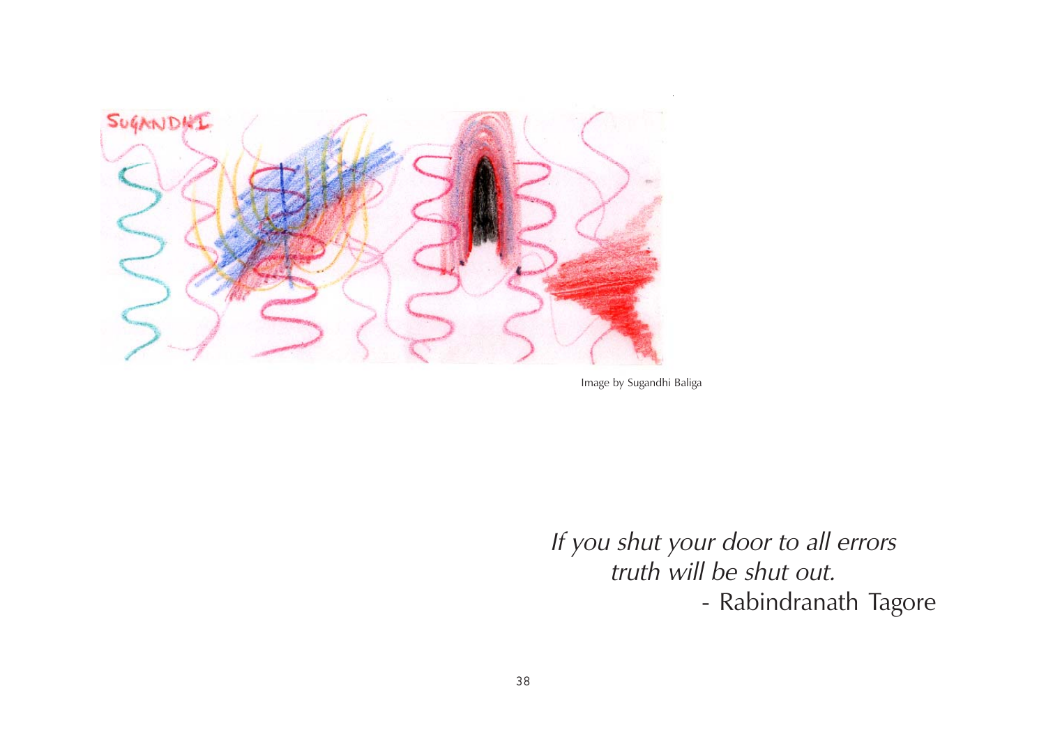Image by Sugandhi Baliga

*If you shut your door to all errors*
*truth will be shut out.*

\- Rabindranath Tagore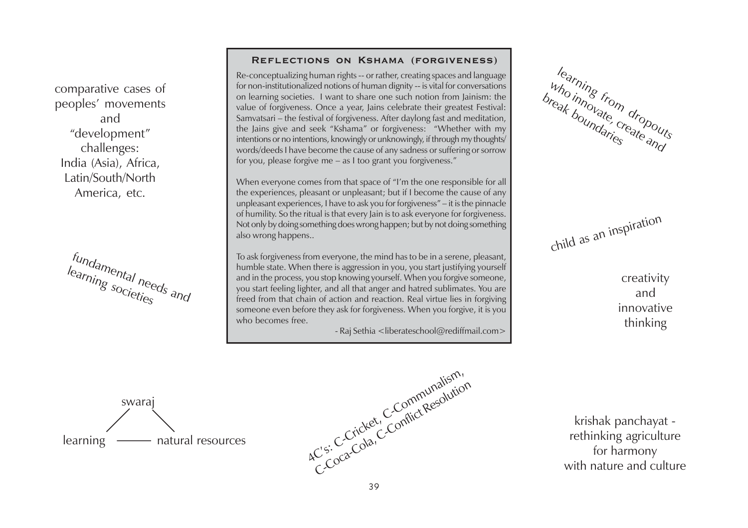comparative cases of peoples' movements and "development" challenges: India (Asia), Africa, Latin/South/North America, etc.

fundamental needs and learning societies

## Reflections on Kshama (forgiveness)

Re-conceptualizing human rights -- or rather, creating spaces and language for non-institutionalized notions of human dignity -- is vital for conversations on learning societies. I want to share one such notion from Jainism: the value of forgiveness. Once a year, Jains celebrate their greatest Festival: Samvatsari – the festival of forgiveness. After daylong fast and meditation, the Jains give and seek "Kshama" or forgiveness: "Whether with my intentions or no intentions, knowingly or unknowingly, if through my thoughts/words/deeds I have become the cause of any sadness or suffering or sorrow for you, please forgive me – as I too grant you forgiveness."

When everyone comes from that space of "I'm the one responsible for all the experiences, pleasant or unpleasant; but if I become the cause of any unpleasant experiences, I have to ask you for forgiveness" – it is the pinnacle of humility. So the ritual is that every Jain is to ask everyone for forgiveness. Not only by doing something does wrong happen; but by not doing something also wrong happens..

To ask forgiveness from everyone, the mind has to be in a serene, pleasant, humble state. When there is aggression in you, you start justifying yourself and in the process, you stop knowing yourself. When you forgive someone, you start feeling lighter, and all that anger and hatred sublimates. You are freed from that chain of action and reaction. Real virtue lies in forgiving someone even before they ask for forgiveness. When you forgive, it is you who becomes free.

- Raj Sethia <liberateschool@rediffmail.com>

learning from dropouts who innovate, create and break boundaries

child as an inspiration

creativity and innovative thinking

swaraj — learning — natural resources

4C's: C-Cricket, C-Communalism, C-Coca-Cola, C-Conflict Resolution

krishak panchayat - rethinking agriculture for harmony with nature and culture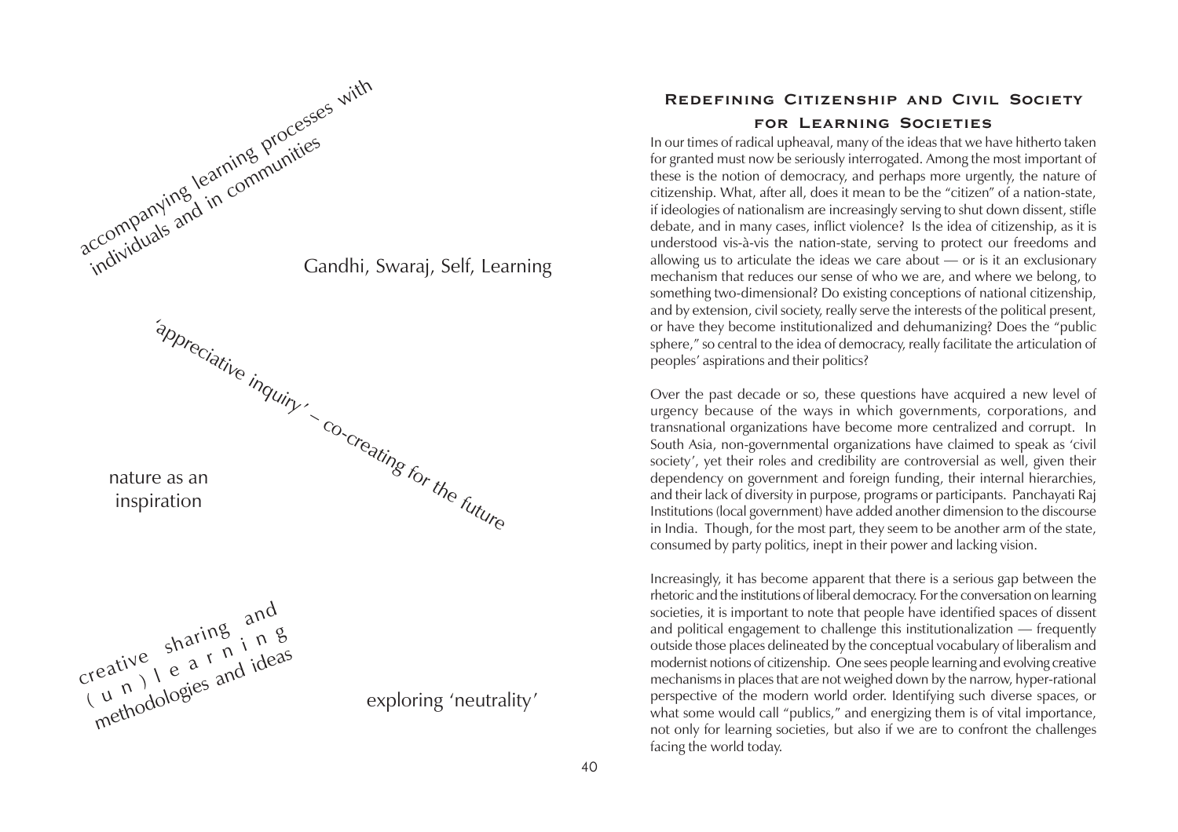accompanying learning processes with individuals and in communities

Gandhi, Swaraj, Self, Learning

'appreciative inquiry' – co-creating for the future

nature as an inspiration

creative sharing and (un)learning methodologies and ideas

exploring 'neutrality'

## Redefining Citizenship and Civil Society for Learning Societies

In our times of radical upheaval, many of the ideas that we have hitherto taken for granted must now be seriously interrogated. Among the most important of these is the notion of democracy, and perhaps more urgently, the nature of citizenship. What, after all, does it mean to be the "citizen" of a nation-state, if ideologies of nationalism are increasingly serving to shut down dissent, stifle debate, and in many cases, inflict violence? Is the idea of citizenship, as it is understood vis-à-vis the nation-state, serving to protect our freedoms and allowing us to articulate the ideas we care about — or is it an exclusionary mechanism that reduces our sense of who we are, and where we belong, to something two-dimensional? Do existing conceptions of national citizenship, and by extension, civil society, really serve the interests of the political present, or have they become institutionalized and dehumanizing? Does the "public sphere," so central to the idea of democracy, really facilitate the articulation of peoples' aspirations and their politics?

Over the past decade or so, these questions have acquired a new level of urgency because of the ways in which governments, corporations, and transnational organizations have become more centralized and corrupt. In South Asia, non-governmental organizations have claimed to speak as 'civil society', yet their roles and credibility are controversial as well, given their dependency on government and foreign funding, their internal hierarchies, and their lack of diversity in purpose, programs or participants. Panchayati Raj Institutions (local government) have added another dimension to the discourse in India. Though, for the most part, they seem to be another arm of the state, consumed by party politics, inept in their power and lacking vision.

Increasingly, it has become apparent that there is a serious gap between the rhetoric and the institutions of liberal democracy. For the conversation on learning societies, it is important to note that people have identified spaces of dissent and political engagement to challenge this institutionalization — frequently outside those places delineated by the conceptual vocabulary of liberalism and modernist notions of citizenship. One sees people learning and evolving creative mechanisms in places that are not weighed down by the narrow, hyper-rational perspective of the modern world order. Identifying such diverse spaces, or what some would call "publics," and energizing them is of vital importance, not only for learning societies, but also if we are to confront the challenges facing the world today.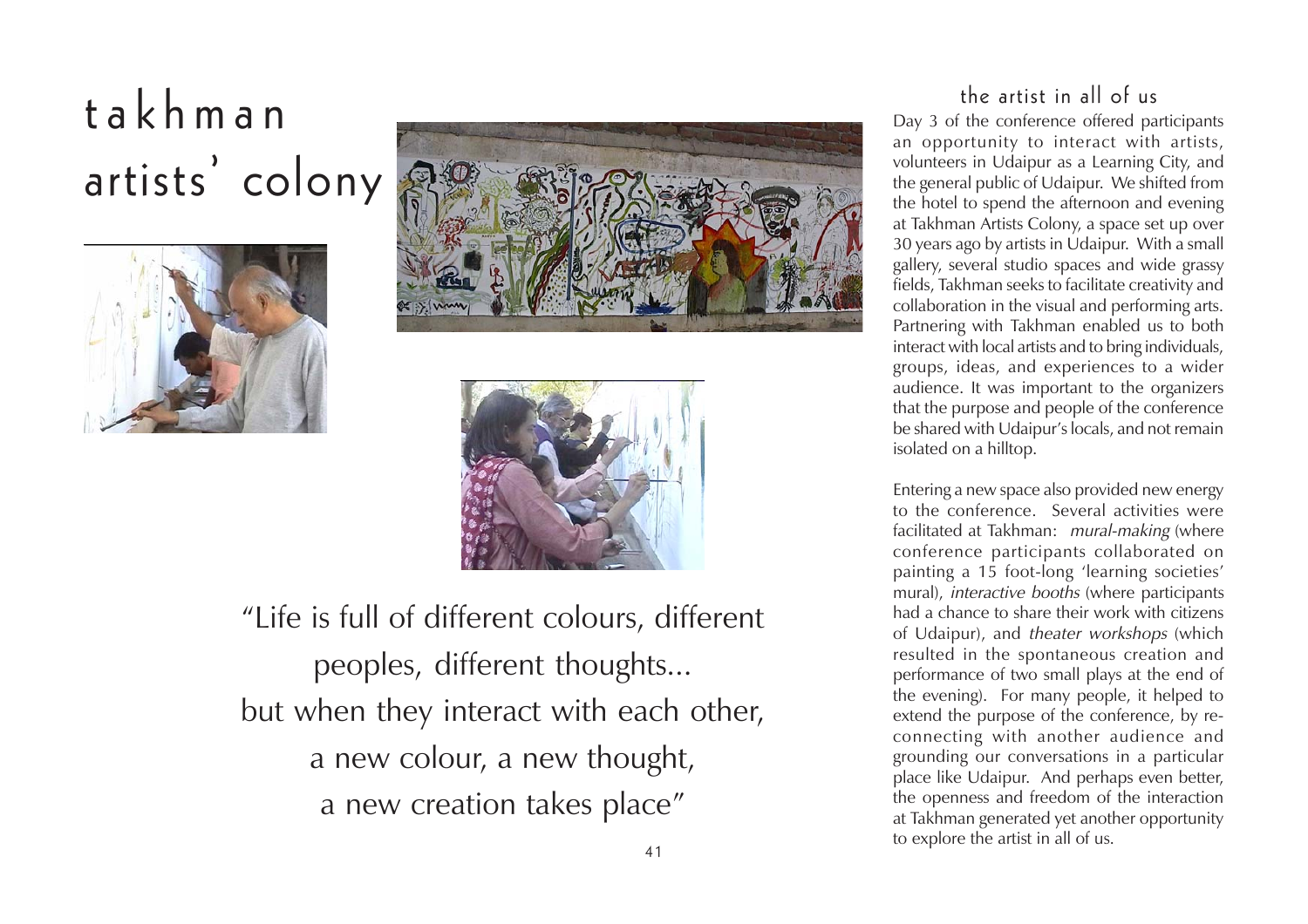# takhman artists' colony

"Life is full of different colours, different peoples, different thoughts... but when they interact with each other, a new colour, a new thought, a new creation takes place"

## the artist in all of us

Day 3 of the conference offered participants an opportunity to interact with artists, volunteers in Udaipur as a Learning City, and the general public of Udaipur. We shifted from the hotel to spend the afternoon and evening at Takhman Artists Colony, a space set up over 30 years ago by artists in Udaipur. With a small gallery, several studio spaces and wide grassy fields, Takhman seeks to facilitate creativity and collaboration in the visual and performing arts. Partnering with Takhman enabled us to both interact with local artists and to bring individuals, groups, ideas, and experiences to a wider audience. It was important to the organizers that the purpose and people of the conference be shared with Udaipur's locals, and not remain isolated on a hilltop.

Entering a new space also provided new energy to the conference. Several activities were facilitated at Takhman: *mural-making* (where conference participants collaborated on painting a 15 foot-long 'learning societies' mural), *interactive booths* (where participants had a chance to share their work with citizens of Udaipur), and *theater workshops* (which resulted in the spontaneous creation and performance of two small plays at the end of the evening). For many people, it helped to extend the purpose of the conference, by re-connecting with another audience and grounding our conversations in a particular place like Udaipur. And perhaps even better, the openness and freedom of the interaction at Takhman generated yet another opportunity to explore the artist in all of us.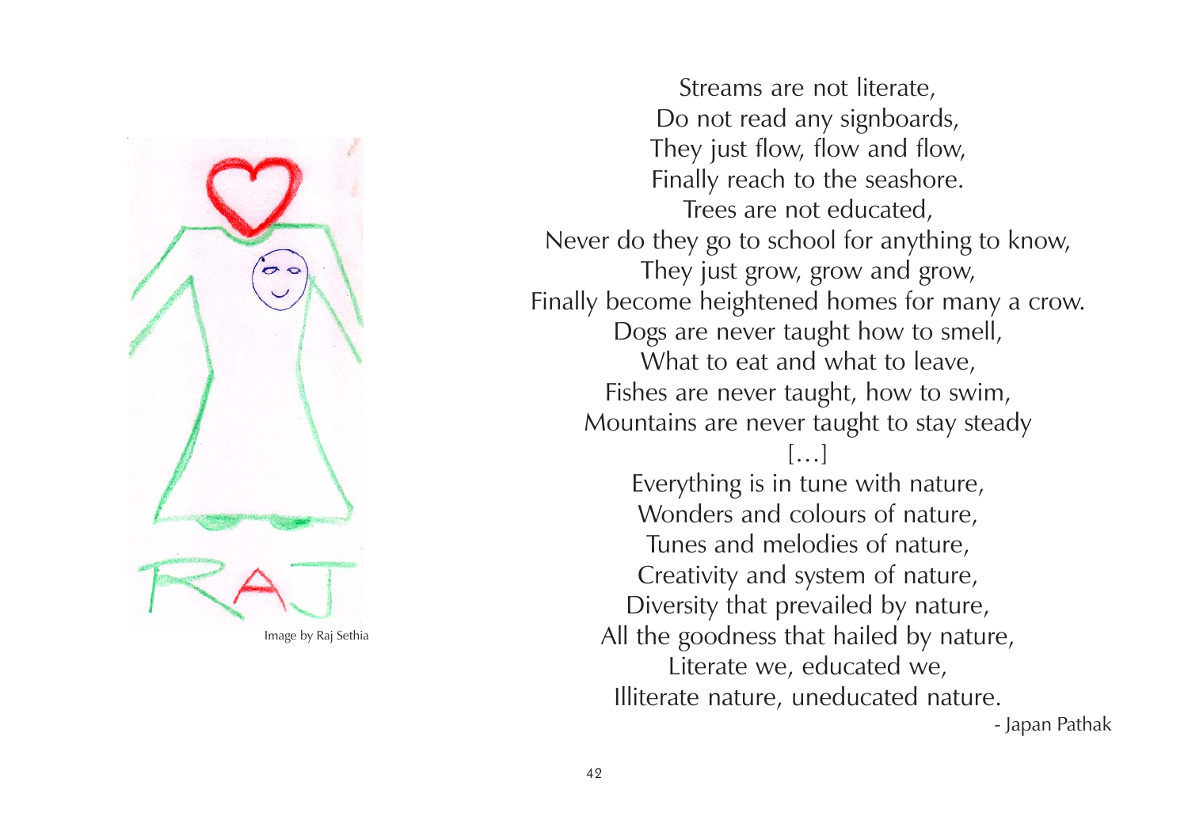Image by Raj Sethia

Streams are not literate,  
Do not read any signboards,  
They just flow, flow and flow,  
Finally reach to the seashore.  
Trees are not educated,  
Never do they go to school for anything to know,  
They just grow, grow and grow,  
Finally become heightened homes for many a crow.  
Dogs are never taught how to smell,  
What to eat and what to leave,  
Fishes are never taught, how to swim,  
Mountains are never taught to stay steady  
[…]  
Everything is in tune with nature,  
Wonders and colours of nature,  
Tunes and melodies of nature,  
Creativity and system of nature,  
Diversity that prevailed by nature,  
All the goodness that hailed by nature,  
Literate we, educated we,  
Illiterate nature, uneducated nature.

- Japan Pathak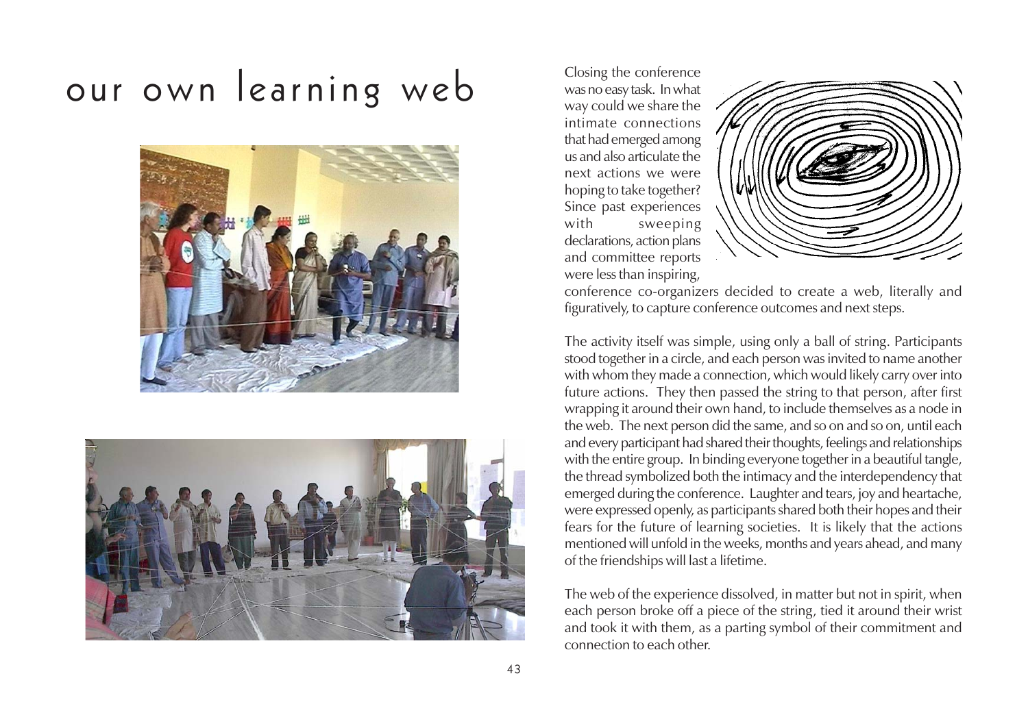# our own learning web

Closing the conference was no easy task. In what way could we share the intimate connections that had emerged among us and also articulate the next actions we were hoping to take together? Since past experiences with sweeping declarations, action plans and committee reports were less than inspiring, conference co-organizers decided to create a web, literally and figuratively, to capture conference outcomes and next steps.

The activity itself was simple, using only a ball of string. Participants stood together in a circle, and each person was invited to name another with whom they made a connection, which would likely carry over into future actions. They then passed the string to that person, after first wrapping it around their own hand, to include themselves as a node in the web. The next person did the same, and so on and so on, until each and every participant had shared their thoughts, feelings and relationships with the entire group. In binding everyone together in a beautiful tangle, the thread symbolized both the intimacy and the interdependency that emerged during the conference. Laughter and tears, joy and heartache, were expressed openly, as participants shared both their hopes and their fears for the future of learning societies. It is likely that the actions mentioned will unfold in the weeks, months and years ahead, and many of the friendships will last a lifetime.

The web of the experience dissolved, in matter but not in spirit, when each person broke off a piece of the string, tied it around their wrist and took it with them, as a parting symbol of their commitment and connection to each other.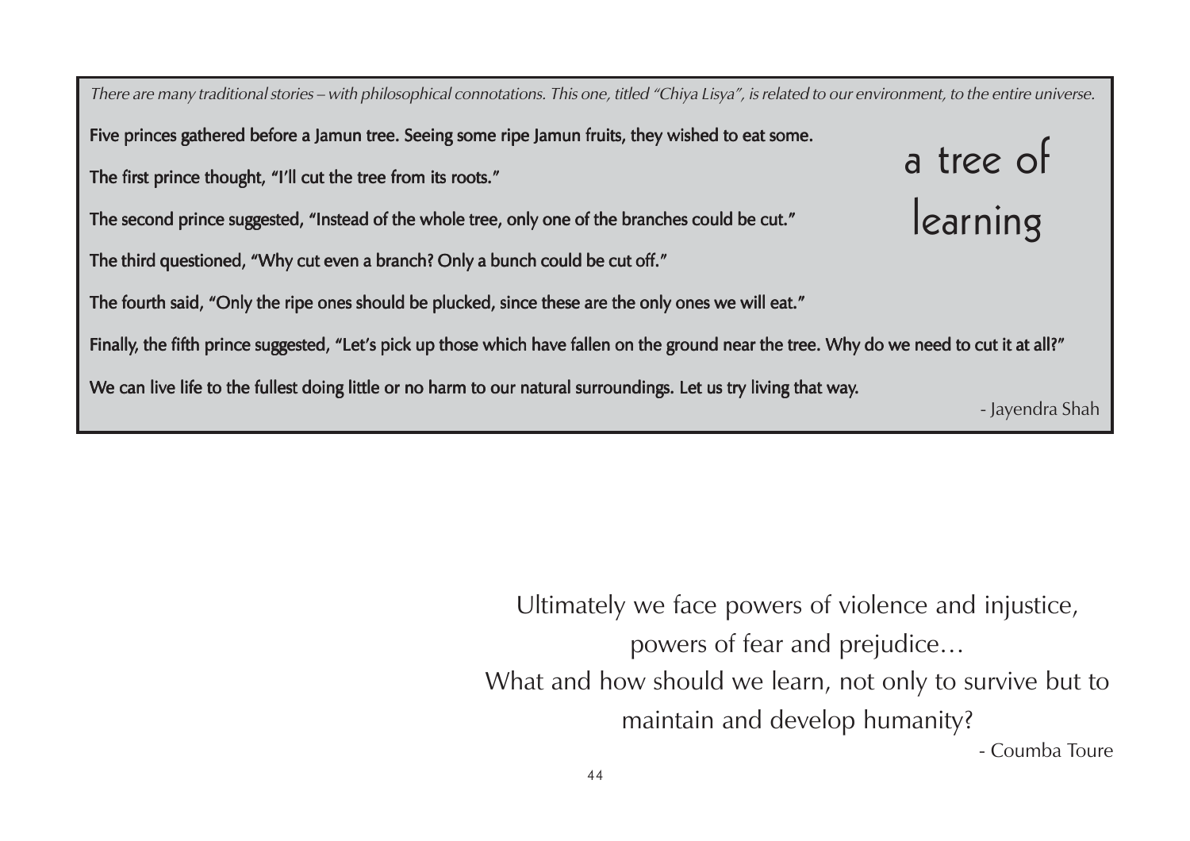## a tree of learning

*There are many traditional stories – with philosophical connotations. This one, titled "Chiya Lisya", is related to our environment, to the entire universe.*

Five princes gathered before a Jamun tree. Seeing some ripe Jamun fruits, they wished to eat some.

The first prince thought, "I'll cut the tree from its roots."

The second prince suggested, "Instead of the whole tree, only one of the branches could be cut."

The third questioned, "Why cut even a branch? Only a bunch could be cut off."

The fourth said, "Only the ripe ones should be plucked, since these are the only ones we will eat."

Finally, the fifth prince suggested, "Let's pick up those which have fallen on the ground near the tree. Why do we need to cut it at all?"

We can live life to the fullest doing little or no harm to our natural surroundings. Let us try living that way.

- Jayendra Shah

Ultimately we face powers of violence and injustice,
powers of fear and prejudice…
What and how should we learn, not only to survive but to
maintain and develop humanity?

- Coumba Toure